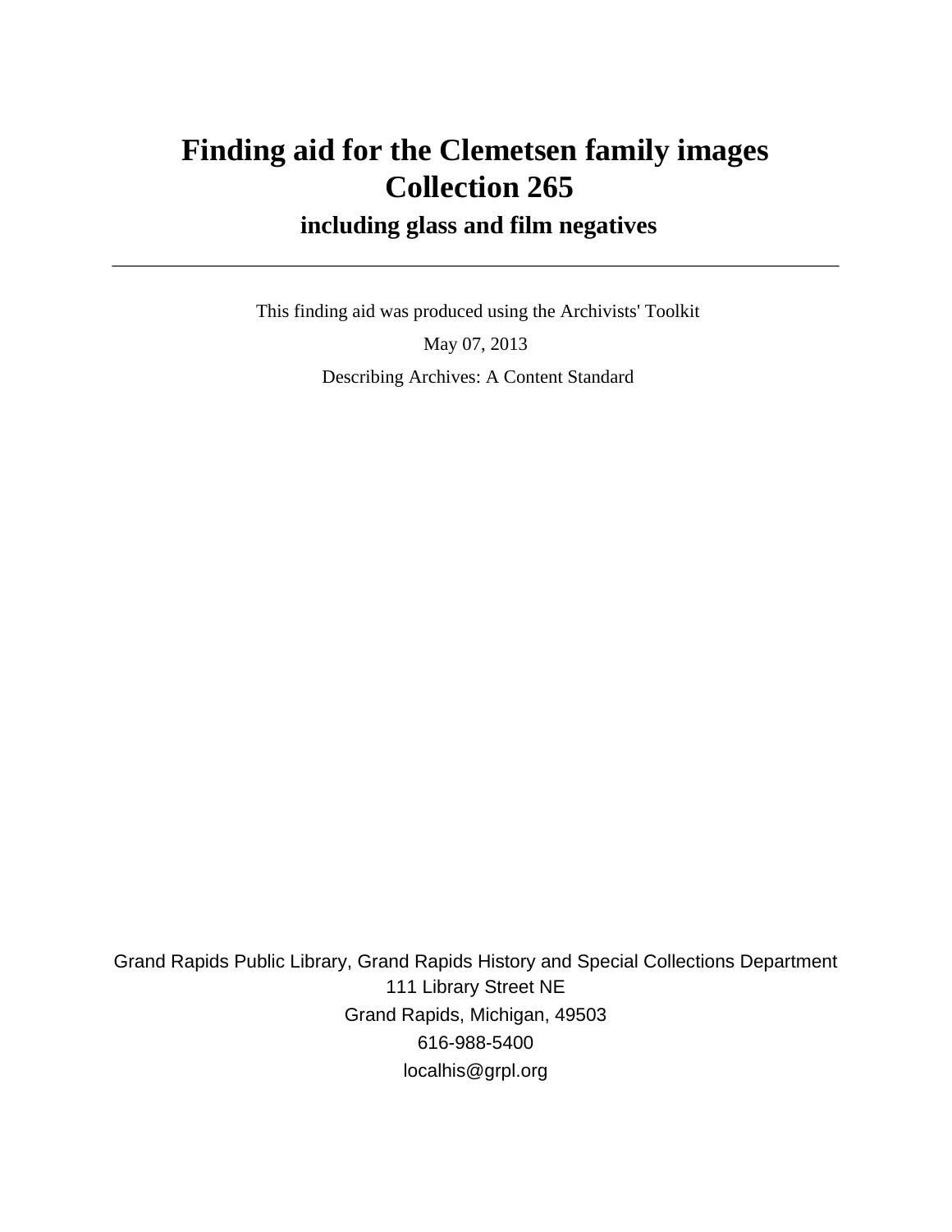# Finding aid for the Clemetsen family images
# Collection 265

## including glass and film negatives

---

This finding aid was produced using the Archivists' Toolkit

May 07, 2013

Describing Archives: A Content Standard

Grand Rapids Public Library, Grand Rapids History and Special Collections Department
111 Library Street NE
Grand Rapids, Michigan, 49503
616-988-5400
localhis@grpl.org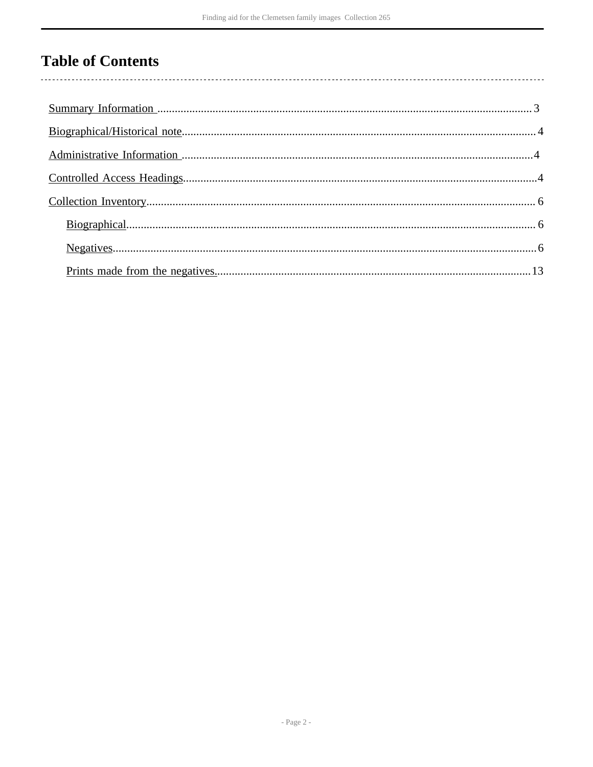# Table of Contents

Summary Information ............................................................................................................................. 3

Biographical/Historical note.................................................................................................................. 4

Administrative Information .................................................................................................................. 4

Controlled Access Headings................................................................................................................. 4

Collection Inventory.............................................................................................................................. 6

- Biographical.................................................................................................................................... 6
- Negatives........................................................................................................................................ 6
- Prints made from the negatives.................................................................................................... 13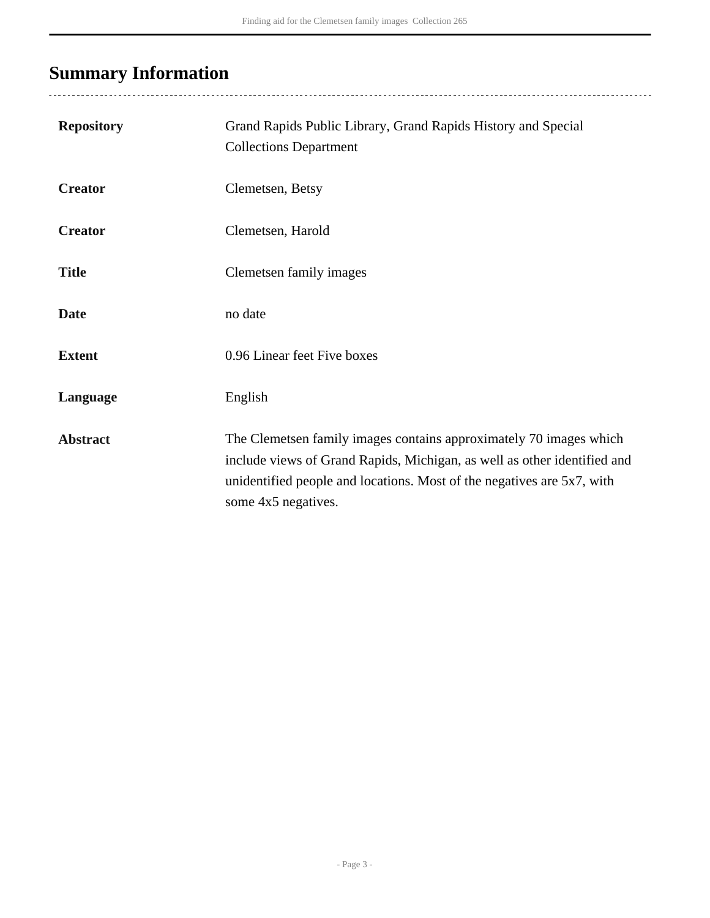## Summary Information

| | |
|---|---|
| **Repository** | Grand Rapids Public Library, Grand Rapids History and Special Collections Department |
| **Creator** | Clemetsen, Betsy |
| **Creator** | Clemetsen, Harold |
| **Title** | Clemetsen family images |
| **Date** | no date |
| **Extent** | 0.96 Linear feet Five boxes |
| **Language** | English |
| **Abstract** | The Clemetsen family images contains approximately 70 images which include views of Grand Rapids, Michigan, as well as other identified and unidentified people and locations. Most of the negatives are 5x7, with some 4x5 negatives. |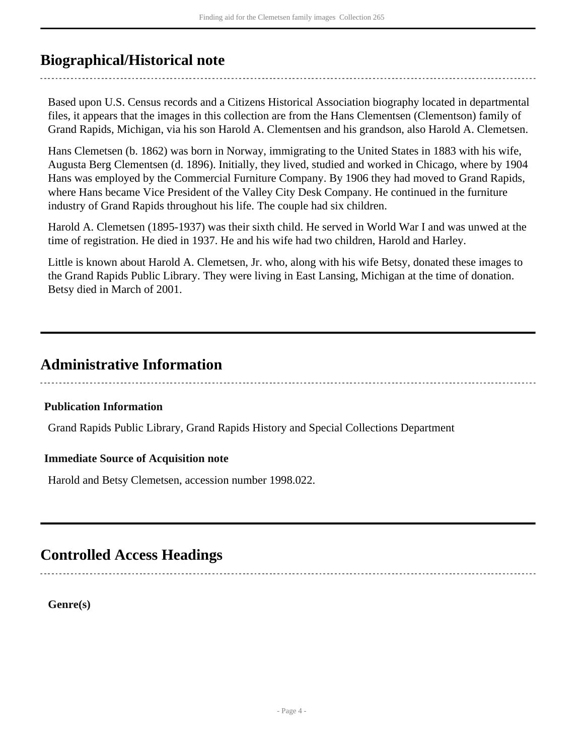## Biographical/Historical note

Based upon U.S. Census records and a Citizens Historical Association biography located in departmental files, it appears that the images in this collection are from the Hans Clementsen (Clementson) family of Grand Rapids, Michigan, via his son Harold A. Clementsen and his grandson, also Harold A. Clemetsen.

Hans Clemetsen (b. 1862) was born in Norway, immigrating to the United States in 1883 with his wife, Augusta Berg Clementsen (d. 1896). Initially, they lived, studied and worked in Chicago, where by 1904 Hans was employed by the Commercial Furniture Company. By 1906 they had moved to Grand Rapids, where Hans became Vice President of the Valley City Desk Company. He continued in the furniture industry of Grand Rapids throughout his life. The couple had six children.

Harold A. Clemetsen (1895-1937) was their sixth child. He served in World War I and was unwed at the time of registration. He died in 1937. He and his wife had two children, Harold and Harley.

Little is known about Harold A. Clemetsen, Jr. who, along with his wife Betsy, donated these images to the Grand Rapids Public Library. They were living in East Lansing, Michigan at the time of donation. Betsy died in March of 2001.

## Administrative Information

### Publication Information

Grand Rapids Public Library, Grand Rapids History and Special Collections Department

### Immediate Source of Acquisition note

Harold and Betsy Clemetsen, accession number 1998.022.

## Controlled Access Headings

**Genre(s)**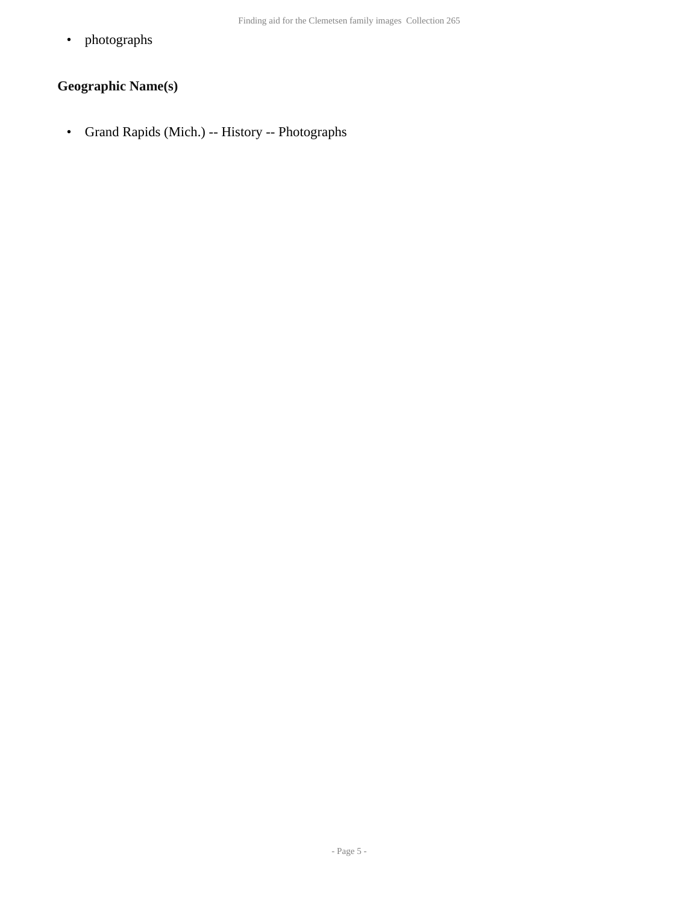- photographs

## Geographic Name(s)

- Grand Rapids (Mich.) -- History -- Photographs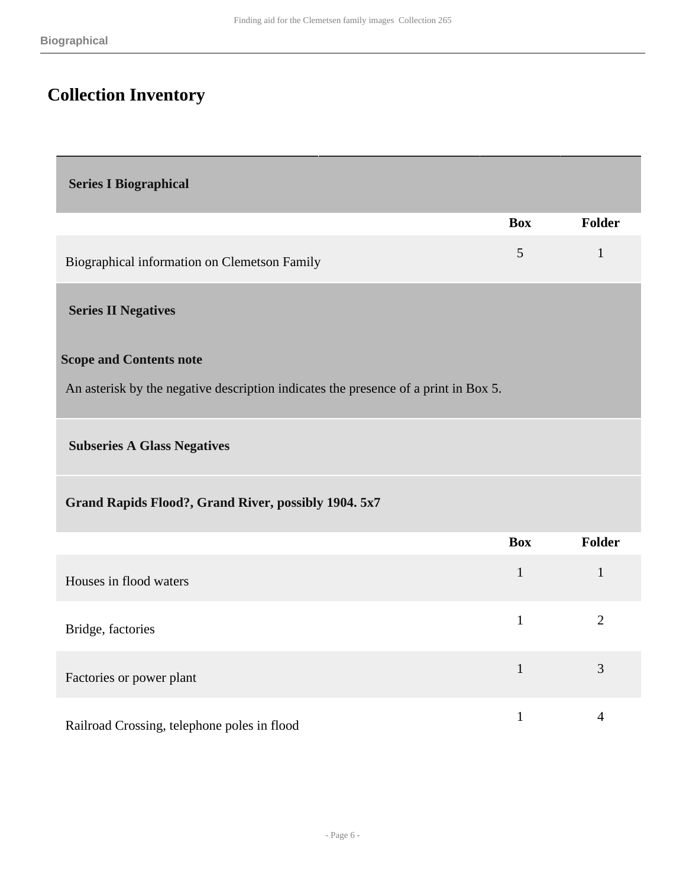## Collection Inventory

### Series I Biographical

| | Box | Folder |
|---|---|---|
| Biographical information on Clemetson Family | 5 | 1 |

### Series II Negatives

**Scope and Contents note**

An asterisk by the negative description indicates the presence of a print in Box 5.

#### Subseries A Glass Negatives

**Grand Rapids Flood?, Grand River, possibly 1904. 5x7**

| | Box | Folder |
|---|---|---|
| Houses in flood waters | 1 | 1 |
| Bridge, factories | 1 | 2 |
| Factories or power plant | 1 | 3 |
| Railroad Crossing, telephone poles in flood | 1 | 4 |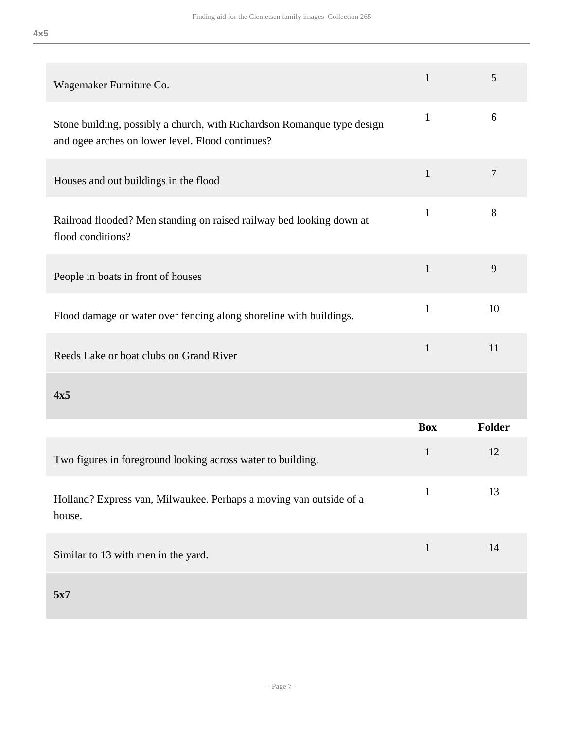| | Box | Folder |
|---|---|---|
| Wagemaker Furniture Co. | 1 | 5 |
| Stone building, possibly a church, with Richardson Romanque type design and ogee arches on lower level. Flood continues? | 1 | 6 |
| Houses and out buildings in the flood | 1 | 7 |
| Railroad flooded? Men standing on raised railway bed looking down at flood conditions? | 1 | 8 |
| People in boats in front of houses | 1 | 9 |
| Flood damage or water over fencing along shoreline with buildings. | 1 | 10 |
| Reeds Lake or boat clubs on Grand River | 1 | 11 |

### 4x5

| | Box | Folder |
|---|---|---|
| Two figures in foreground looking across water to building. | 1 | 12 |
| Holland? Express van, Milwaukee. Perhaps a moving van outside of a house. | 1 | 13 |
| Similar to 13 with men in the yard. | 1 | 14 |

### 5x7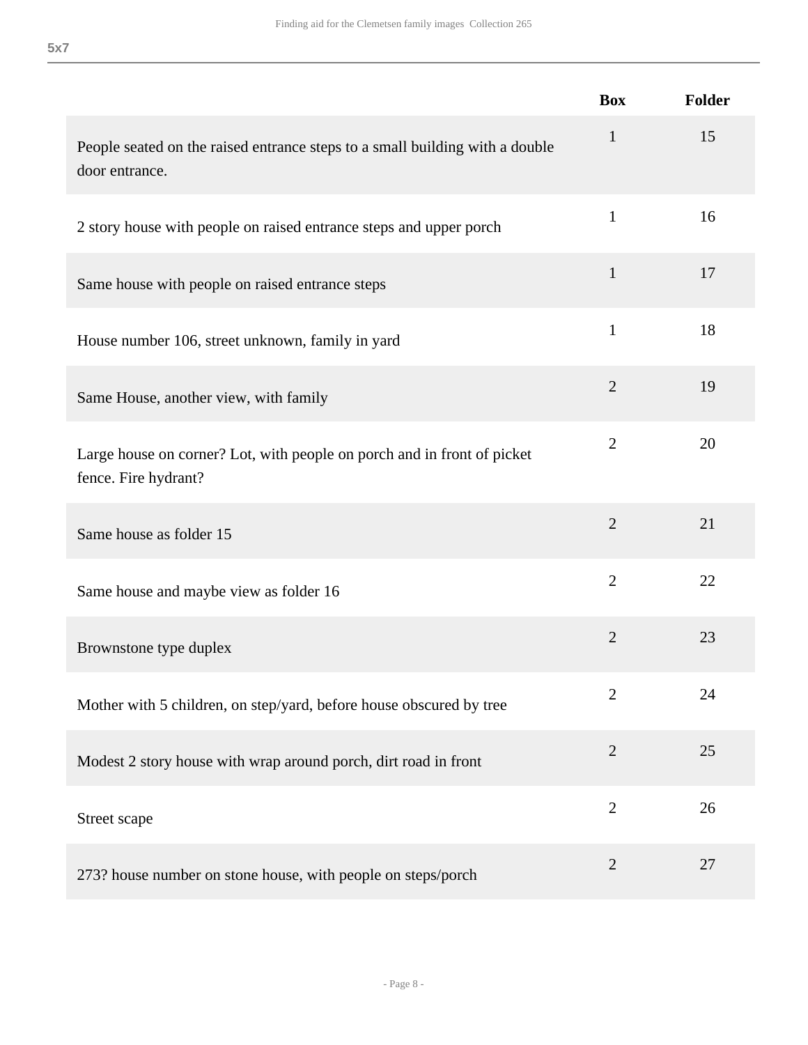**5x7**

| | Box | Folder |
|---|---|---|
| People seated on the raised entrance steps to a small building with a double door entrance. | 1 | 15 |
| 2 story house with people on raised entrance steps and upper porch | 1 | 16 |
| Same house with people on raised entrance steps | 1 | 17 |
| House number 106, street unknown, family in yard | 1 | 18 |
| Same House, another view, with family | 2 | 19 |
| Large house on corner? Lot, with people on porch and in front of picket fence. Fire hydrant? | 2 | 20 |
| Same house as folder 15 | 2 | 21 |
| Same house and maybe view as folder 16 | 2 | 22 |
| Brownstone type duplex | 2 | 23 |
| Mother with 5 children, on step/yard, before house obscured by tree | 2 | 24 |
| Modest 2 story house with wrap around porch, dirt road in front | 2 | 25 |
| Street scape | 2 | 26 |
| 273? house number on stone house, with people on steps/porch | 2 | 27 |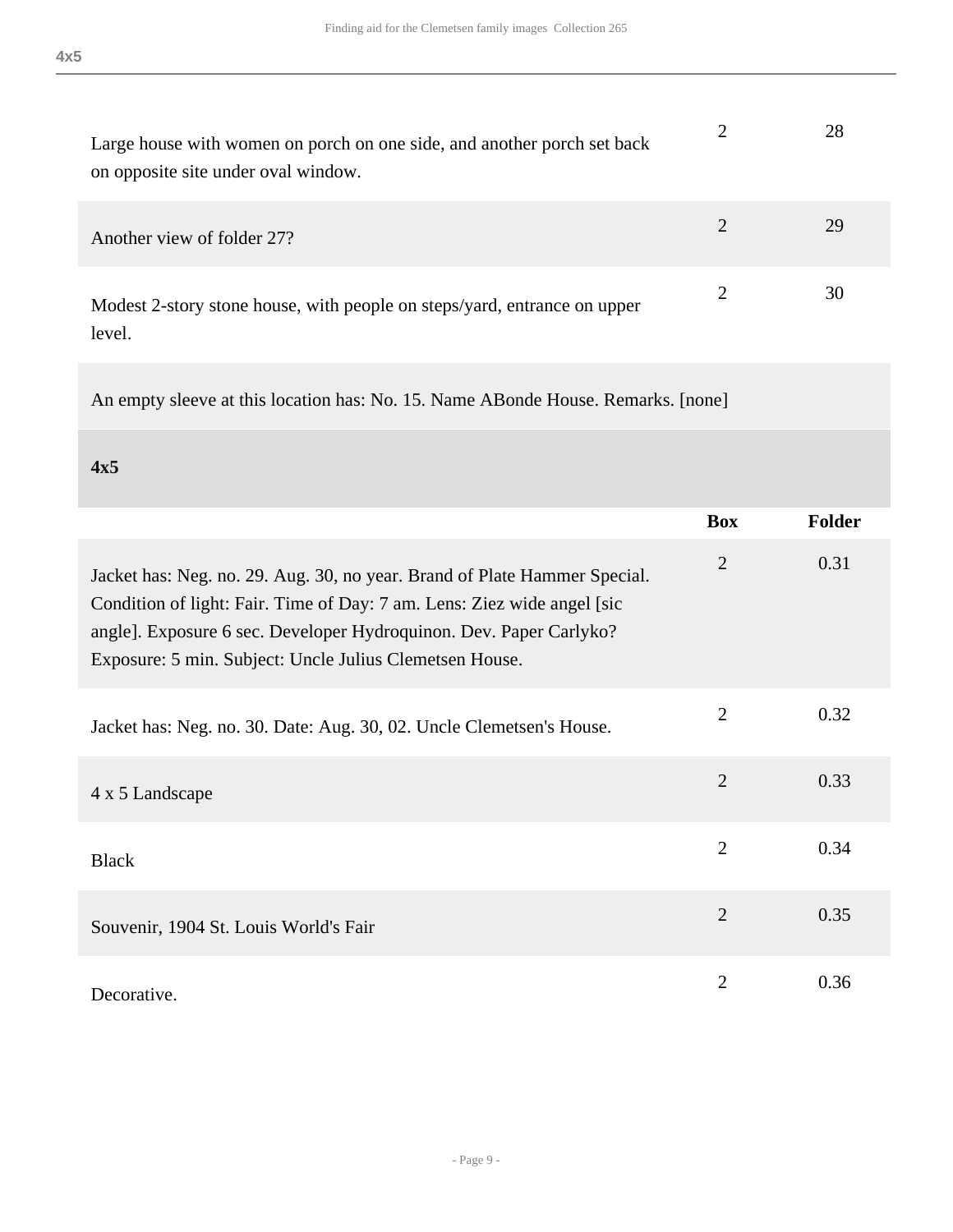| | Box | Folder |
|---|---|---|
| Large house with women on porch on one side, and another porch set back on opposite site under oval window. | 2 | 28 |
| Another view of folder 27? | 2 | 29 |
| Modest 2-story stone house, with people on steps/yard, entrance on upper level. | 2 | 30 |
| An empty sleeve at this location has: No. 15. Name ABonde House. Remarks. [none] | | |

### 4x5

| | Box | Folder |
|---|---|---|
| Jacket has: Neg. no. 29. Aug. 30, no year. Brand of Plate Hammer Special. Condition of light: Fair. Time of Day: 7 am. Lens: Ziez wide angel [sic angle]. Exposure 6 sec. Developer Hydroquinon. Dev. Paper Carlyko? Exposure: 5 min. Subject: Uncle Julius Clemetsen House. | 2 | 0.31 |
| Jacket has: Neg. no. 30. Date: Aug. 30, 02. Uncle Clemetsen's House. | 2 | 0.32 |
| 4 x 5 Landscape | 2 | 0.33 |
| Black | 2 | 0.34 |
| Souvenir, 1904 St. Louis World's Fair | 2 | 0.35 |
| Decorative. | 2 | 0.36 |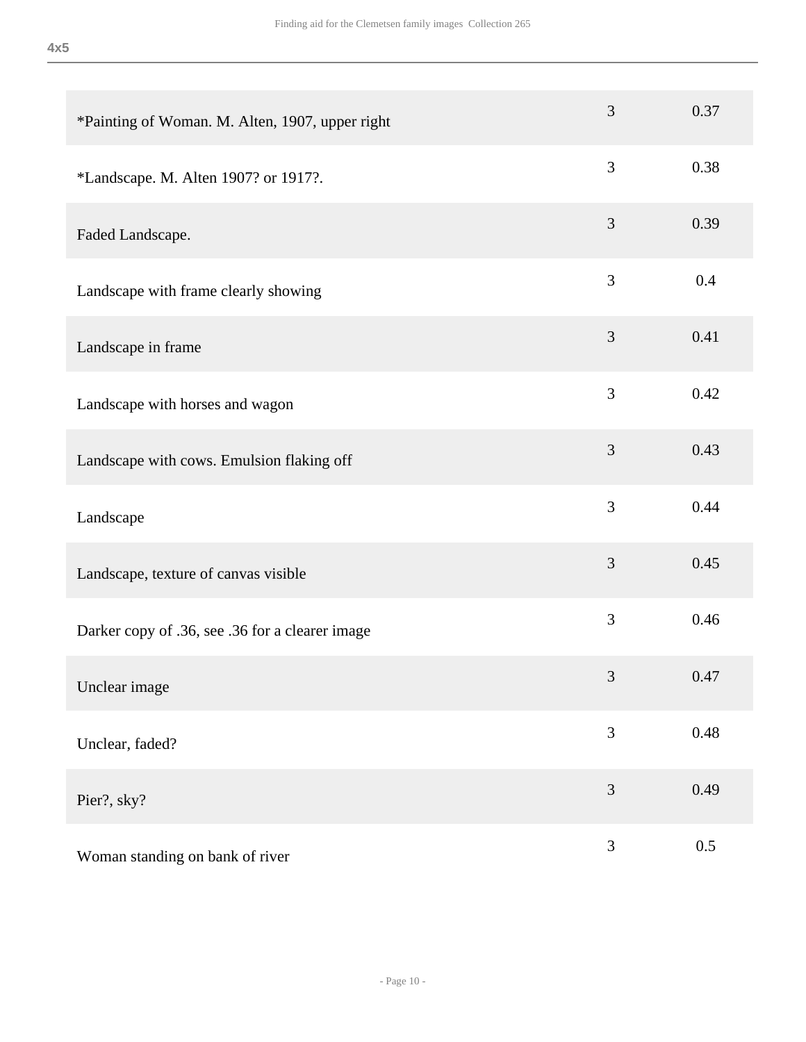**4x5**

| | | |
|---|---|---|
| *Painting of Woman. M. Alten, 1907, upper right | 3 | 0.37 |
| *Landscape. M. Alten 1907? or 1917?. | 3 | 0.38 |
| Faded Landscape. | 3 | 0.39 |
| Landscape with frame clearly showing | 3 | 0.4 |
| Landscape in frame | 3 | 0.41 |
| Landscape with horses and wagon | 3 | 0.42 |
| Landscape with cows. Emulsion flaking off | 3 | 0.43 |
| Landscape | 3 | 0.44 |
| Landscape, texture of canvas visible | 3 | 0.45 |
| Darker copy of .36, see .36 for a clearer image | 3 | 0.46 |
| Unclear image | 3 | 0.47 |
| Unclear, faded? | 3 | 0.48 |
| Pier?, sky? | 3 | 0.49 |
| Woman standing on bank of river | 3 | 0.5 |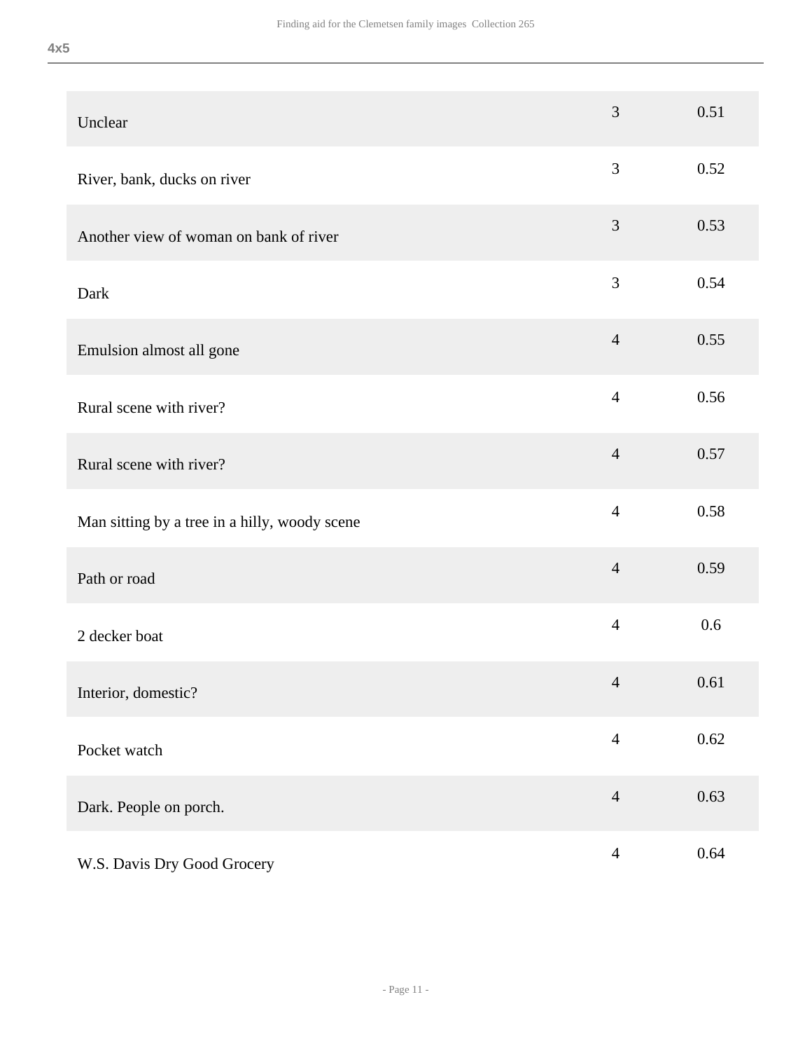| | | |
|---|---|---|
| Unclear | 3 | 0.51 |
| River, bank, ducks on river | 3 | 0.52 |
| Another view of woman on bank of river | 3 | 0.53 |
| Dark | 3 | 0.54 |
| Emulsion almost all gone | 4 | 0.55 |
| Rural scene with river? | 4 | 0.56 |
| Rural scene with river? | 4 | 0.57 |
| Man sitting by a tree in a hilly, woody scene | 4 | 0.58 |
| Path or road | 4 | 0.59 |
| 2 decker boat | 4 | 0.6 |
| Interior, domestic? | 4 | 0.61 |
| Pocket watch | 4 | 0.62 |
| Dark. People on porch. | 4 | 0.63 |
| W.S. Davis Dry Good Grocery | 4 | 0.64 |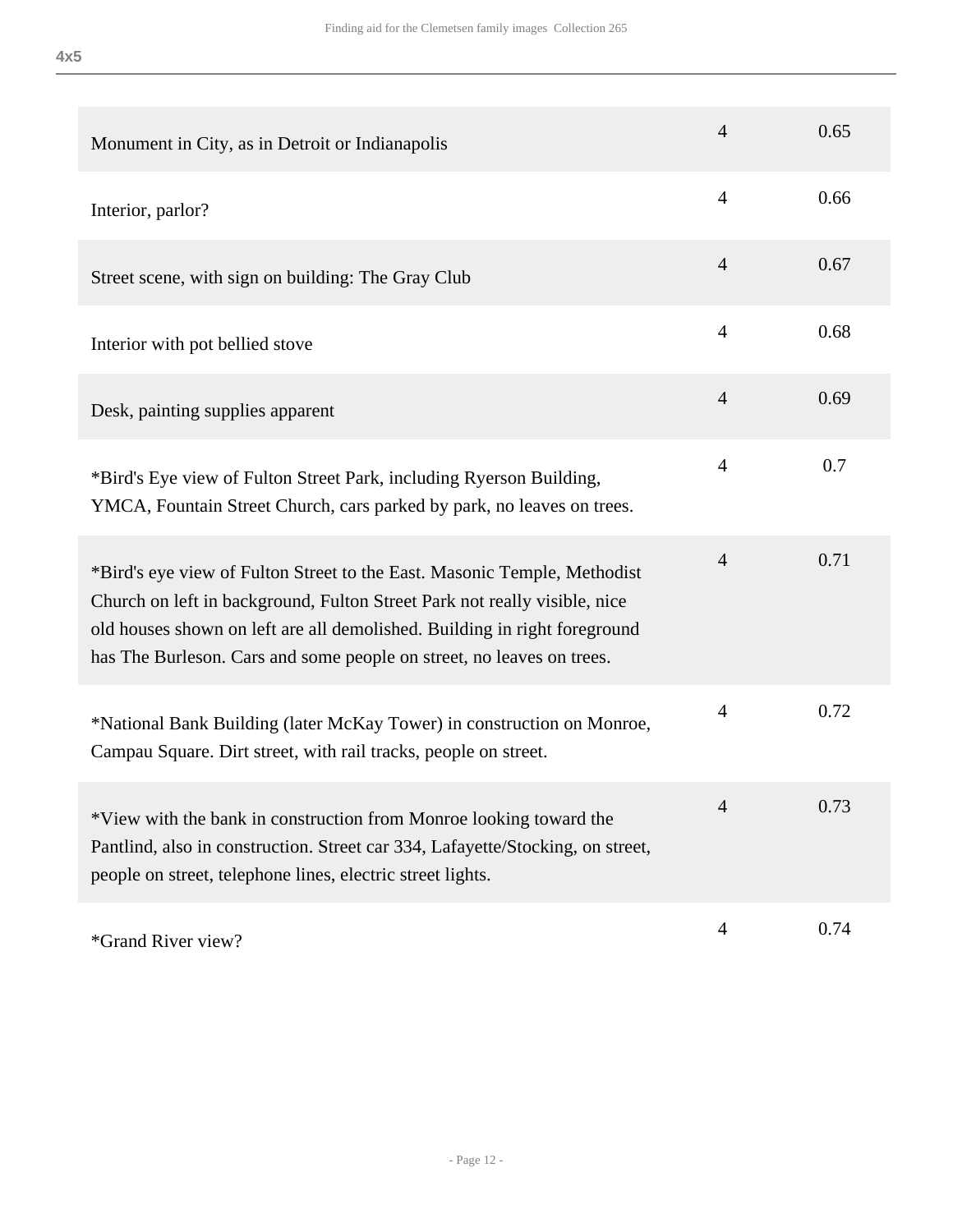**4x5**

| | | |
|---|---|---|
| Monument in City, as in Detroit or Indianapolis | 4 | 0.65 |
| Interior, parlor? | 4 | 0.66 |
| Street scene, with sign on building: The Gray Club | 4 | 0.67 |
| Interior with pot bellied stove | 4 | 0.68 |
| Desk, painting supplies apparent | 4 | 0.69 |
| *Bird's Eye view of Fulton Street Park, including Ryerson Building, YMCA, Fountain Street Church, cars parked by park, no leaves on trees. | 4 | 0.7 |
| *Bird's eye view of Fulton Street to the East. Masonic Temple, Methodist Church on left in background, Fulton Street Park not really visible, nice old houses shown on left are all demolished. Building in right foreground has The Burleson. Cars and some people on street, no leaves on trees. | 4 | 0.71 |
| *National Bank Building (later McKay Tower) in construction on Monroe, Campau Square. Dirt street, with rail tracks, people on street. | 4 | 0.72 |
| *View with the bank in construction from Monroe looking toward the Pantlind, also in construction. Street car 334, Lafayette/Stocking, on street, people on street, telephone lines, electric street lights. | 4 | 0.73 |
| *Grand River view? | 4 | 0.74 |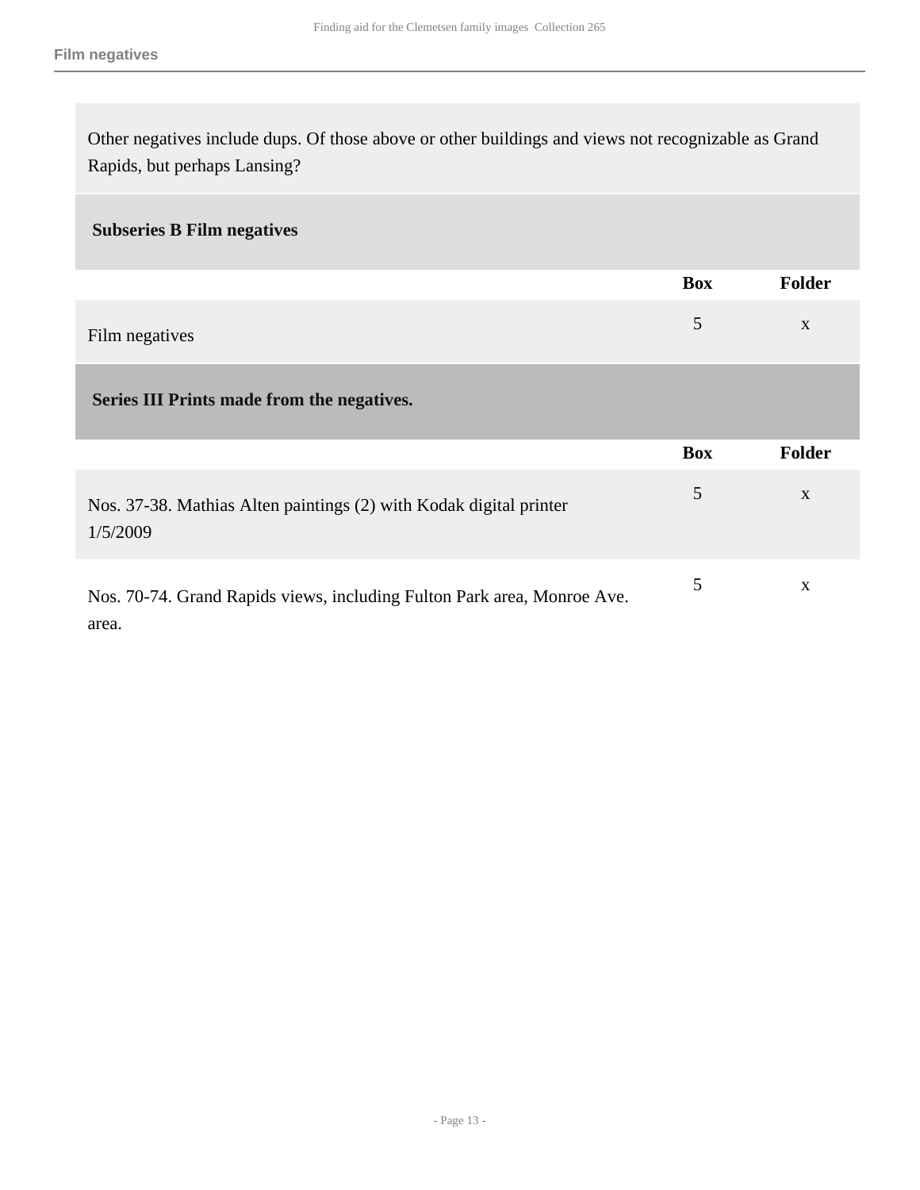Other negatives include dups. Of those above or other buildings and views not recognizable as Grand Rapids, but perhaps Lansing?

### Subseries B Film negatives

| | Box | Folder |
|---|---|---|
| Film negatives | 5 | x |

## Series III Prints made from the negatives.

| | Box | Folder |
|---|---|---|
| Nos. 37-38. Mathias Alten paintings (2) with Kodak digital printer 1/5/2009 | 5 | x |
| Nos. 70-74. Grand Rapids views, including Fulton Park area, Monroe Ave. area. | 5 | x |